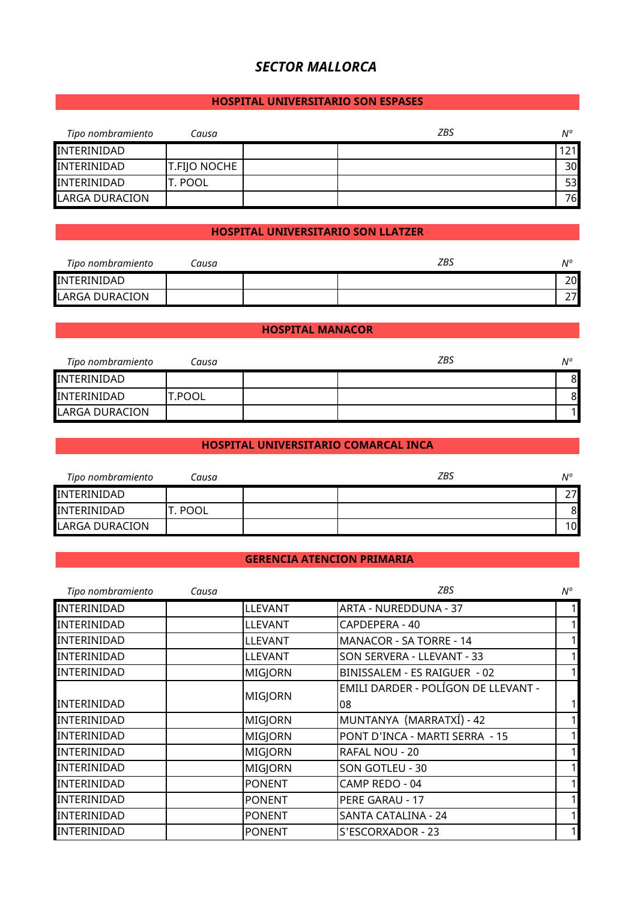# *SECTOR MALLORCA*

## HOSPITAL UNIVERSITARIO SON ESPASES

| *Tipo nombramiento* | *Causa* | | *ZBS* | *Nº* |
|---|---|---|---|---|
| INTERINIDAD | | | | 121 |
| INTERINIDAD | T.FIJO NOCHE | | | 30 |
| INTERINIDAD | T. POOL | | | 53 |
| LARGA DURACION | | | | 76 |

## HOSPITAL UNIVERSITARIO SON LLATZER

| *Tipo nombramiento* | *Causa* | | *ZBS* | *Nº* |
|---|---|---|---|---|
| INTERINIDAD | | | | 20 |
| LARGA DURACION | | | | 27 |

## HOSPITAL MANACOR

| *Tipo nombramiento* | *Causa* | | *ZBS* | *Nº* |
|---|---|---|---|---|
| INTERINIDAD | | | | 8 |
| INTERINIDAD | T.POOL | | | 8 |
| LARGA DURACION | | | | 1 |

## HOSPITAL UNIVERSITARIO COMARCAL INCA

| *Tipo nombramiento* | *Causa* | | *ZBS* | *Nº* |
|---|---|---|---|---|
| INTERINIDAD | | | | 27 |
| INTERINIDAD | T. POOL | | | 8 |
| LARGA DURACION | | | | 10 |

## GERENCIA ATENCION PRIMARIA

| *Tipo nombramiento* | *Causa* | | *ZBS* | *Nº* |
|---|---|---|---|---|
| INTERINIDAD | | LLEVANT | ARTA - NUREDDUNA - 37 | 1 |
| INTERINIDAD | | LLEVANT | CAPDEPERA - 40 | 1 |
| INTERINIDAD | | LLEVANT | MANACOR - SA TORRE - 14 | 1 |
| INTERINIDAD | | LLEVANT | SON SERVERA - LLEVANT - 33 | 1 |
| INTERINIDAD | | MIGJORN | BINISSALEM - ES RAIGUER - 02 | 1 |
| INTERINIDAD | | MIGJORN | EMILI DARDER - POLÍGON DE LLEVANT - 08 | 1 |
| INTERINIDAD | | MIGJORN | MUNTANYA (MARRATXÍ) - 42 | 1 |
| INTERINIDAD | | MIGJORN | PONT D'INCA - MARTI SERRA - 15 | 1 |
| INTERINIDAD | | MIGJORN | RAFAL NOU - 20 | 1 |
| INTERINIDAD | | MIGJORN | SON GOTLEU - 30 | 1 |
| INTERINIDAD | | PONENT | CAMP REDO - 04 | 1 |
| INTERINIDAD | | PONENT | PERE GARAU - 17 | 1 |
| INTERINIDAD | | PONENT | SANTA CATALINA - 24 | 1 |
| INTERINIDAD | | PONENT | S'ESCORXADOR - 23 | 1 |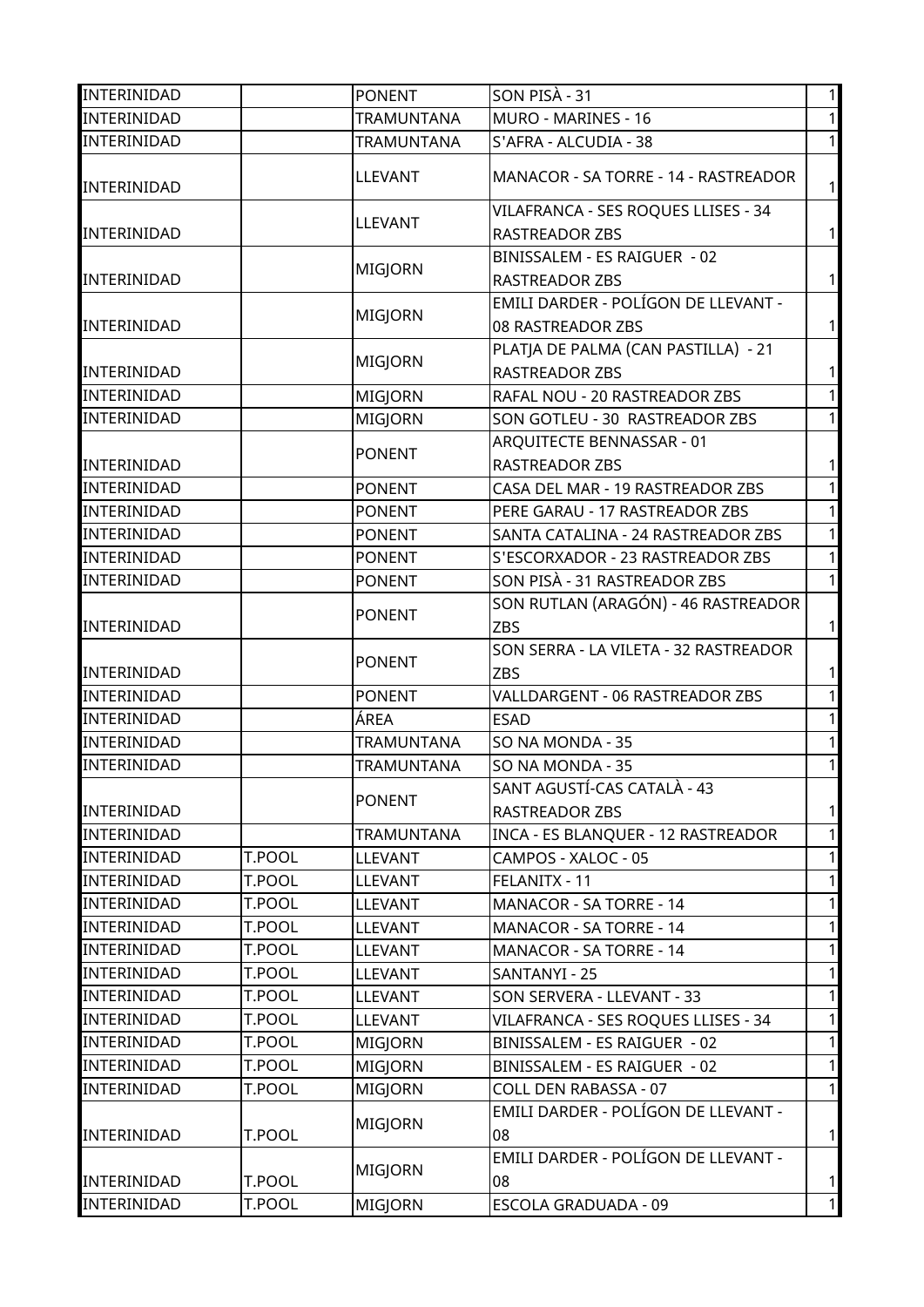| | | | | |
|---|---|---|---|---|
| INTERINIDAD | | PONENT | SON PISÀ - 31 | 1 |
| INTERINIDAD | | TRAMUNTANA | MURO - MARINES - 16 | 1 |
| INTERINIDAD | | TRAMUNTANA | S'AFRA - ALCUDIA - 38 | 1 |
| INTERINIDAD | | LLEVANT | MANACOR - SA TORRE - 14 - RASTREADOR | 1 |
| INTERINIDAD | | LLEVANT | VILAFRANCA - SES ROQUES LLISES - 34 RASTREADOR ZBS | 1 |
| INTERINIDAD | | MIGJORN | BINISSALEM - ES RAIGUER - 02 RASTREADOR ZBS | 1 |
| INTERINIDAD | | MIGJORN | EMILI DARDER - POLÍGON DE LLEVANT - 08 RASTREADOR ZBS | 1 |
| INTERINIDAD | | MIGJORN | PLATJA DE PALMA (CAN PASTILLA) - 21 RASTREADOR ZBS | 1 |
| INTERINIDAD | | MIGJORN | RAFAL NOU - 20 RASTREADOR ZBS | 1 |
| INTERINIDAD | | MIGJORN | SON GOTLEU - 30 RASTREADOR ZBS | 1 |
| INTERINIDAD | | PONENT | ARQUITECTE BENNASSAR - 01 RASTREADOR ZBS | 1 |
| INTERINIDAD | | PONENT | CASA DEL MAR - 19 RASTREADOR ZBS | 1 |
| INTERINIDAD | | PONENT | PERE GARAU - 17 RASTREADOR ZBS | 1 |
| INTERINIDAD | | PONENT | SANTA CATALINA - 24 RASTREADOR ZBS | 1 |
| INTERINIDAD | | PONENT | S'ESCORXADOR - 23 RASTREADOR ZBS | 1 |
| INTERINIDAD | | PONENT | SON PISÀ - 31 RASTREADOR ZBS | 1 |
| INTERINIDAD | | PONENT | SON RUTLAN (ARAGÓN) - 46 RASTREADOR ZBS | 1 |
| INTERINIDAD | | PONENT | SON SERRA - LA VILETA - 32 RASTREADOR ZBS | 1 |
| INTERINIDAD | | PONENT | VALLDARGENT - 06 RASTREADOR ZBS | 1 |
| INTERINIDAD | | ÁREA | ESAD | 1 |
| INTERINIDAD | | TRAMUNTANA | SO NA MONDA - 35 | 1 |
| INTERINIDAD | | TRAMUNTANA | SO NA MONDA - 35 | 1 |
| INTERINIDAD | | PONENT | SANT AGUSTÍ-CAS CATALÀ - 43 RASTREADOR ZBS | 1 |
| INTERINIDAD | | TRAMUNTANA | INCA - ES BLANQUER - 12 RASTREADOR | 1 |
| INTERINIDAD | T.POOL | LLEVANT | CAMPOS - XALOC - 05 | 1 |
| INTERINIDAD | T.POOL | LLEVANT | FELANITX - 11 | 1 |
| INTERINIDAD | T.POOL | LLEVANT | MANACOR - SA TORRE - 14 | 1 |
| INTERINIDAD | T.POOL | LLEVANT | MANACOR - SA TORRE - 14 | 1 |
| INTERINIDAD | T.POOL | LLEVANT | MANACOR - SA TORRE - 14 | 1 |
| INTERINIDAD | T.POOL | LLEVANT | SANTANYI - 25 | 1 |
| INTERINIDAD | T.POOL | LLEVANT | SON SERVERA - LLEVANT - 33 | 1 |
| INTERINIDAD | T.POOL | LLEVANT | VILAFRANCA - SES ROQUES LLISES - 34 | 1 |
| INTERINIDAD | T.POOL | MIGJORN | BINISSALEM - ES RAIGUER - 02 | 1 |
| INTERINIDAD | T.POOL | MIGJORN | BINISSALEM - ES RAIGUER - 02 | 1 |
| INTERINIDAD | T.POOL | MIGJORN | COLL DEN RABASSA - 07 | 1 |
| INTERINIDAD | T.POOL | MIGJORN | EMILI DARDER - POLÍGON DE LLEVANT - 08 | 1 |
| INTERINIDAD | T.POOL | MIGJORN | EMILI DARDER - POLÍGON DE LLEVANT - 08 | 1 |
| INTERINIDAD | T.POOL | MIGJORN | ESCOLA GRADUADA - 09 | 1 |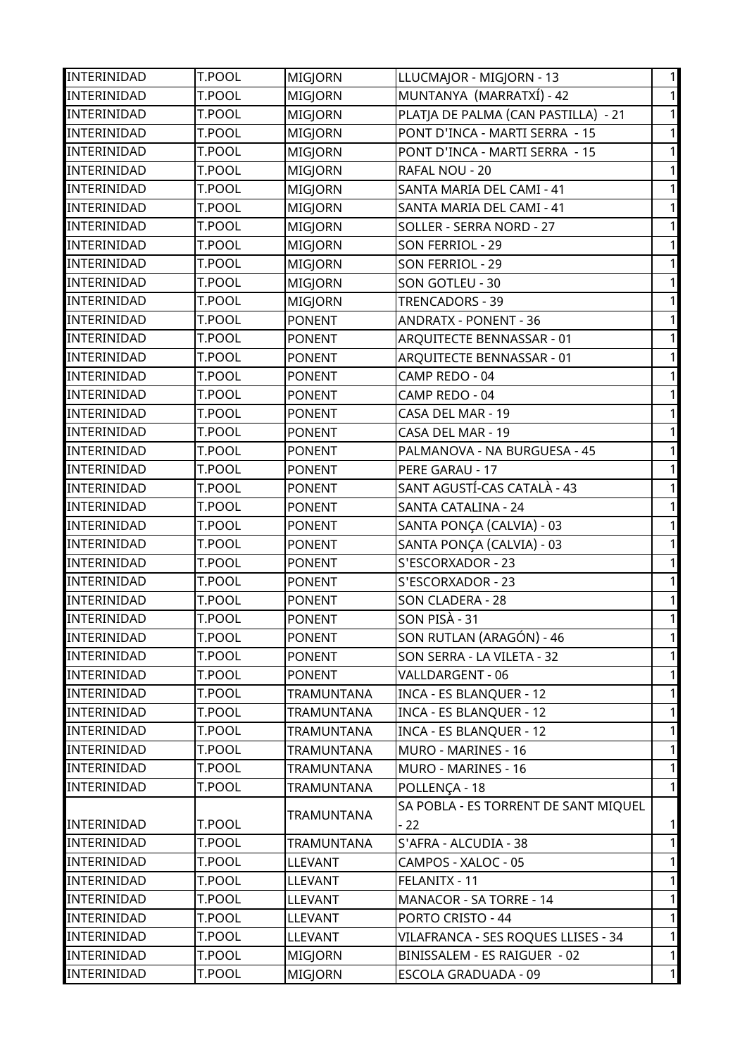| | | | | |
|---|---|---|---|---|
| INTERINIDAD | T.POOL | MIGJORN | LLUCMAJOR - MIGJORN - 13 | 1 |
| INTERINIDAD | T.POOL | MIGJORN | MUNTANYA  (MARRATXÍ) - 42 | 1 |
| INTERINIDAD | T.POOL | MIGJORN | PLATJA DE PALMA (CAN PASTILLA)  - 21 | 1 |
| INTERINIDAD | T.POOL | MIGJORN | PONT D'INCA - MARTI SERRA  - 15 | 1 |
| INTERINIDAD | T.POOL | MIGJORN | PONT D'INCA - MARTI SERRA  - 15 | 1 |
| INTERINIDAD | T.POOL | MIGJORN | RAFAL NOU - 20 | 1 |
| INTERINIDAD | T.POOL | MIGJORN | SANTA MARIA DEL CAMI - 41 | 1 |
| INTERINIDAD | T.POOL | MIGJORN | SANTA MARIA DEL CAMI - 41 | 1 |
| INTERINIDAD | T.POOL | MIGJORN | SOLLER - SERRA NORD - 27 | 1 |
| INTERINIDAD | T.POOL | MIGJORN | SON FERRIOL - 29 | 1 |
| INTERINIDAD | T.POOL | MIGJORN | SON FERRIOL - 29 | 1 |
| INTERINIDAD | T.POOL | MIGJORN | SON GOTLEU - 30 | 1 |
| INTERINIDAD | T.POOL | MIGJORN | TRENCADORS - 39 | 1 |
| INTERINIDAD | T.POOL | PONENT | ANDRATX - PONENT - 36 | 1 |
| INTERINIDAD | T.POOL | PONENT | ARQUITECTE BENNASSAR - 01 | 1 |
| INTERINIDAD | T.POOL | PONENT | ARQUITECTE BENNASSAR - 01 | 1 |
| INTERINIDAD | T.POOL | PONENT | CAMP REDO - 04 | 1 |
| INTERINIDAD | T.POOL | PONENT | CAMP REDO - 04 | 1 |
| INTERINIDAD | T.POOL | PONENT | CASA DEL MAR - 19 | 1 |
| INTERINIDAD | T.POOL | PONENT | CASA DEL MAR - 19 | 1 |
| INTERINIDAD | T.POOL | PONENT | PALMANOVA - NA BURGUESA - 45 | 1 |
| INTERINIDAD | T.POOL | PONENT | PERE GARAU - 17 | 1 |
| INTERINIDAD | T.POOL | PONENT | SANT AGUSTÍ-CAS CATALÀ - 43 | 1 |
| INTERINIDAD | T.POOL | PONENT | SANTA CATALINA - 24 | 1 |
| INTERINIDAD | T.POOL | PONENT | SANTA PONÇA (CALVIA) - 03 | 1 |
| INTERINIDAD | T.POOL | PONENT | SANTA PONÇA (CALVIA) - 03 | 1 |
| INTERINIDAD | T.POOL | PONENT | S'ESCORXADOR - 23 | 1 |
| INTERINIDAD | T.POOL | PONENT | S'ESCORXADOR - 23 | 1 |
| INTERINIDAD | T.POOL | PONENT | SON CLADERA - 28 | 1 |
| INTERINIDAD | T.POOL | PONENT | SON PISÀ - 31 | 1 |
| INTERINIDAD | T.POOL | PONENT | SON RUTLAN (ARAGÓN) - 46 | 1 |
| INTERINIDAD | T.POOL | PONENT | SON SERRA - LA VILETA - 32 | 1 |
| INTERINIDAD | T.POOL | PONENT | VALLDARGENT - 06 | 1 |
| INTERINIDAD | T.POOL | TRAMUNTANA | INCA - ES BLANQUER - 12 | 1 |
| INTERINIDAD | T.POOL | TRAMUNTANA | INCA - ES BLANQUER - 12 | 1 |
| INTERINIDAD | T.POOL | TRAMUNTANA | INCA - ES BLANQUER - 12 | 1 |
| INTERINIDAD | T.POOL | TRAMUNTANA | MURO - MARINES - 16 | 1 |
| INTERINIDAD | T.POOL | TRAMUNTANA | MURO - MARINES - 16 | 1 |
| INTERINIDAD | T.POOL | TRAMUNTANA | POLLENÇA - 18 | 1 |
| INTERINIDAD | T.POOL | TRAMUNTANA | SA POBLA - ES TORRENT DE SANT MIQUEL - 22 | 1 |
| INTERINIDAD | T.POOL | TRAMUNTANA | S'AFRA - ALCUDIA - 38 | 1 |
| INTERINIDAD | T.POOL | LLEVANT | CAMPOS - XALOC - 05 | 1 |
| INTERINIDAD | T.POOL | LLEVANT | FELANITX - 11 | 1 |
| INTERINIDAD | T.POOL | LLEVANT | MANACOR - SA TORRE - 14 | 1 |
| INTERINIDAD | T.POOL | LLEVANT | PORTO CRISTO - 44 | 1 |
| INTERINIDAD | T.POOL | LLEVANT | VILAFRANCA - SES ROQUES LLISES - 34 | 1 |
| INTERINIDAD | T.POOL | MIGJORN | BINISSALEM - ES RAIGUER  - 02 | 1 |
| INTERINIDAD | T.POOL | MIGJORN | ESCOLA GRADUADA - 09 | 1 |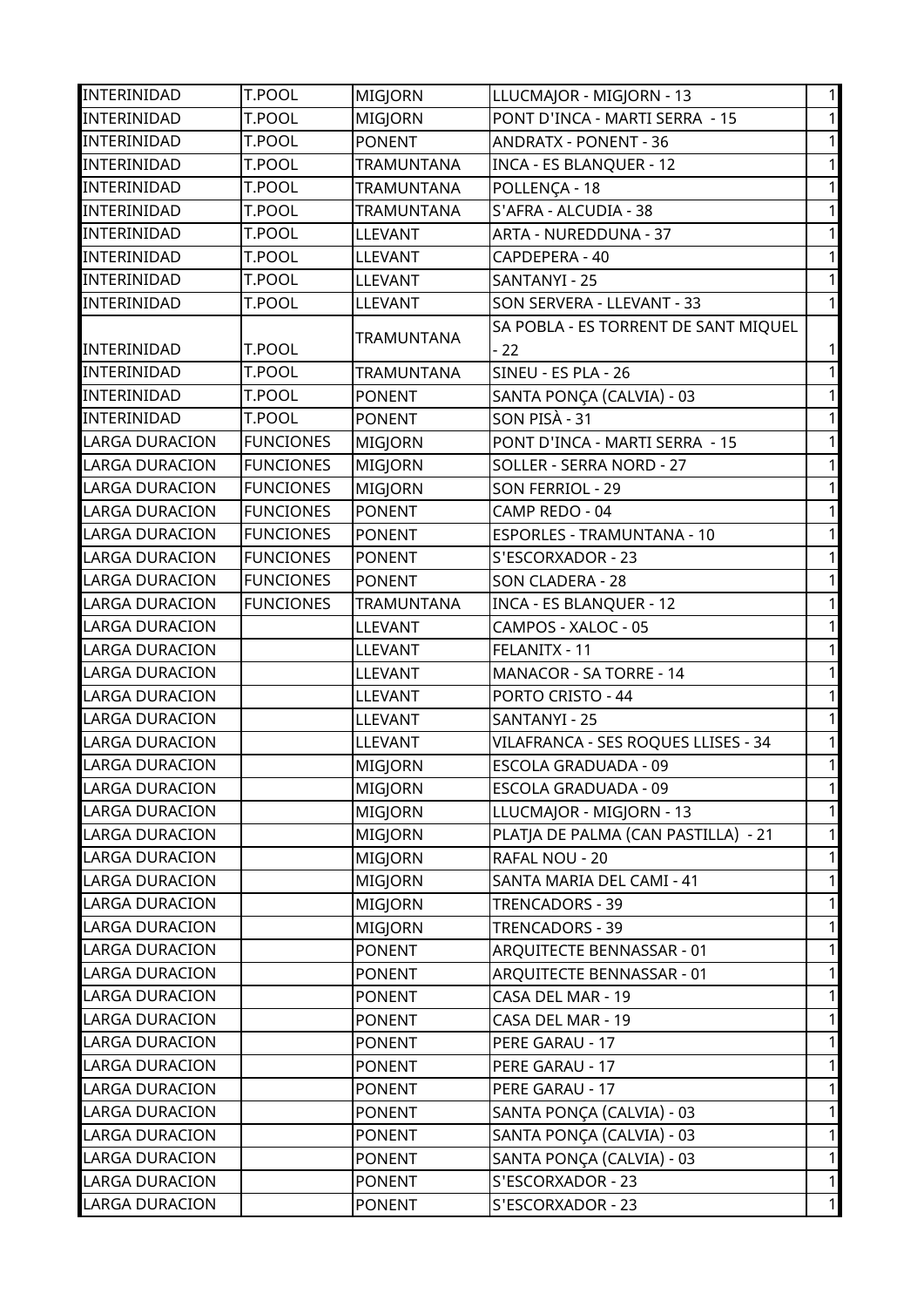| | | | | |
|---|---|---|---|---|
| INTERINIDAD | T.POOL | MIGJORN | LLUCMAJOR - MIGJORN - 13 | 1 |
| INTERINIDAD | T.POOL | MIGJORN | PONT D'INCA - MARTI SERRA - 15 | 1 |
| INTERINIDAD | T.POOL | PONENT | ANDRATX - PONENT - 36 | 1 |
| INTERINIDAD | T.POOL | TRAMUNTANA | INCA - ES BLANQUER - 12 | 1 |
| INTERINIDAD | T.POOL | TRAMUNTANA | POLLENÇA - 18 | 1 |
| INTERINIDAD | T.POOL | TRAMUNTANA | S'AFRA - ALCUDIA - 38 | 1 |
| INTERINIDAD | T.POOL | LLEVANT | ARTA - NUREDDUNA - 37 | 1 |
| INTERINIDAD | T.POOL | LLEVANT | CAPDEPERA - 40 | 1 |
| INTERINIDAD | T.POOL | LLEVANT | SANTANYI - 25 | 1 |
| INTERINIDAD | T.POOL | LLEVANT | SON SERVERA - LLEVANT - 33 | 1 |
| INTERINIDAD | T.POOL | TRAMUNTANA | SA POBLA - ES TORRENT DE SANT MIQUEL - 22 | 1 |
| INTERINIDAD | T.POOL | TRAMUNTANA | SINEU - ES PLA - 26 | 1 |
| INTERINIDAD | T.POOL | PONENT | SANTA PONÇA (CALVIA) - 03 | 1 |
| INTERINIDAD | T.POOL | PONENT | SON PISÀ - 31 | 1 |
| LARGA DURACION | FUNCIONES | MIGJORN | PONT D'INCA - MARTI SERRA - 15 | 1 |
| LARGA DURACION | FUNCIONES | MIGJORN | SOLLER - SERRA NORD - 27 | 1 |
| LARGA DURACION | FUNCIONES | MIGJORN | SON FERRIOL - 29 | 1 |
| LARGA DURACION | FUNCIONES | PONENT | CAMP REDO - 04 | 1 |
| LARGA DURACION | FUNCIONES | PONENT | ESPORLES - TRAMUNTANA - 10 | 1 |
| LARGA DURACION | FUNCIONES | PONENT | S'ESCORXADOR - 23 | 1 |
| LARGA DURACION | FUNCIONES | PONENT | SON CLADERA - 28 | 1 |
| LARGA DURACION | FUNCIONES | TRAMUNTANA | INCA - ES BLANQUER - 12 | 1 |
| LARGA DURACION | | LLEVANT | CAMPOS - XALOC - 05 | 1 |
| LARGA DURACION | | LLEVANT | FELANITX - 11 | 1 |
| LARGA DURACION | | LLEVANT | MANACOR - SA TORRE - 14 | 1 |
| LARGA DURACION | | LLEVANT | PORTO CRISTO - 44 | 1 |
| LARGA DURACION | | LLEVANT | SANTANYI - 25 | 1 |
| LARGA DURACION | | LLEVANT | VILAFRANCA - SES ROQUES LLISES - 34 | 1 |
| LARGA DURACION | | MIGJORN | ESCOLA GRADUADA - 09 | 1 |
| LARGA DURACION | | MIGJORN | ESCOLA GRADUADA - 09 | 1 |
| LARGA DURACION | | MIGJORN | LLUCMAJOR - MIGJORN - 13 | 1 |
| LARGA DURACION | | MIGJORN | PLATJA DE PALMA (CAN PASTILLA) - 21 | 1 |
| LARGA DURACION | | MIGJORN | RAFAL NOU - 20 | 1 |
| LARGA DURACION | | MIGJORN | SANTA MARIA DEL CAMI - 41 | 1 |
| LARGA DURACION | | MIGJORN | TRENCADORS - 39 | 1 |
| LARGA DURACION | | MIGJORN | TRENCADORS - 39 | 1 |
| LARGA DURACION | | PONENT | ARQUITECTE BENNASSAR - 01 | 1 |
| LARGA DURACION | | PONENT | ARQUITECTE BENNASSAR - 01 | 1 |
| LARGA DURACION | | PONENT | CASA DEL MAR - 19 | 1 |
| LARGA DURACION | | PONENT | CASA DEL MAR - 19 | 1 |
| LARGA DURACION | | PONENT | PERE GARAU - 17 | 1 |
| LARGA DURACION | | PONENT | PERE GARAU - 17 | 1 |
| LARGA DURACION | | PONENT | PERE GARAU - 17 | 1 |
| LARGA DURACION | | PONENT | SANTA PONÇA (CALVIA) - 03 | 1 |
| LARGA DURACION | | PONENT | SANTA PONÇA (CALVIA) - 03 | 1 |
| LARGA DURACION | | PONENT | SANTA PONÇA (CALVIA) - 03 | 1 |
| LARGA DURACION | | PONENT | S'ESCORXADOR - 23 | 1 |
| LARGA DURACION | | PONENT | S'ESCORXADOR - 23 | 1 |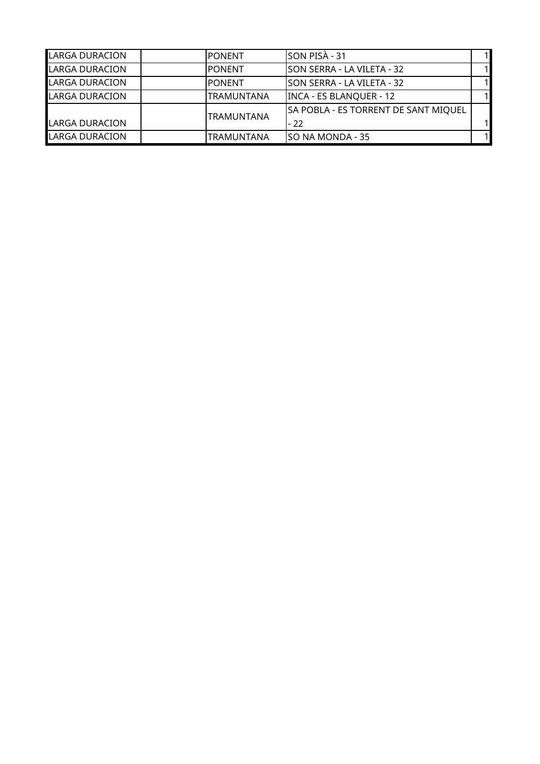| | | | | |
|---|---|---|---|---|
| LARGA DURACION | | PONENT | SON PISÀ - 31 | 1 |
| LARGA DURACION | | PONENT | SON SERRA - LA VILETA - 32 | 1 |
| LARGA DURACION | | PONENT | SON SERRA - LA VILETA - 32 | 1 |
| LARGA DURACION | | TRAMUNTANA | INCA - ES BLANQUER - 12 | 1 |
| LARGA DURACION | | TRAMUNTANA | SA POBLA - ES TORRENT DE SANT MIQUEL - 22 | 1 |
| LARGA DURACION | | TRAMUNTANA | SO NA MONDA - 35 | 1 |